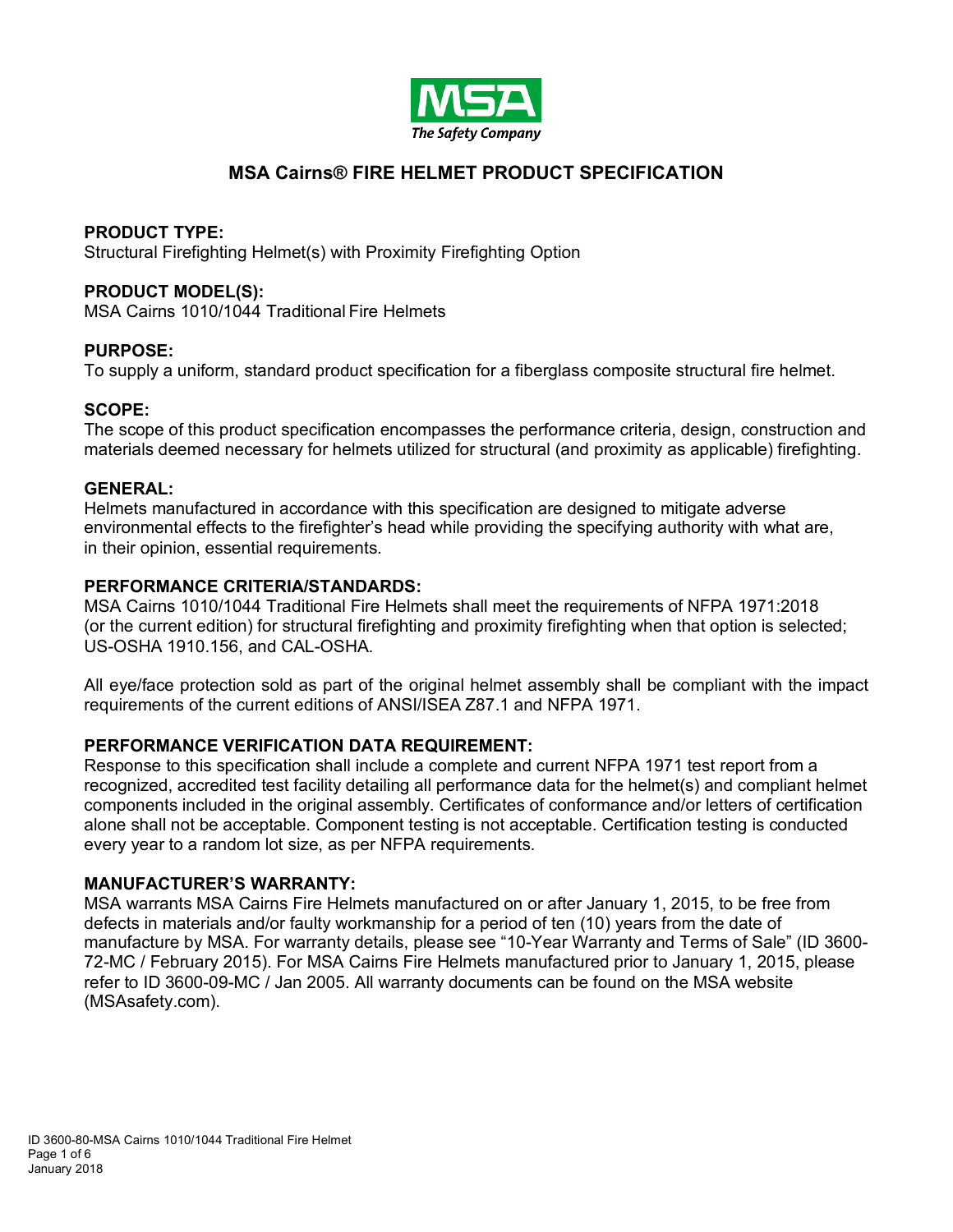MSA
The Safety Company

# MSA Cairns® FIRE HELMET PRODUCT SPECIFICATION

**PRODUCT TYPE:**
Structural Firefighting Helmet(s) with Proximity Firefighting Option

**PRODUCT MODEL(S):**
MSA Cairns 1010/1044 Traditional Fire Helmets

**PURPOSE:**
To supply a uniform, standard product specification for a fiberglass composite structural fire helmet.

**SCOPE:**
The scope of this product specification encompasses the performance criteria, design, construction and materials deemed necessary for helmets utilized for structural (and proximity as applicable) firefighting.

**GENERAL:**
Helmets manufactured in accordance with this specification are designed to mitigate adverse environmental effects to the firefighter's head while providing the specifying authority with what are, in their opinion, essential requirements.

**PERFORMANCE CRITERIA/STANDARDS:**
MSA Cairns 1010/1044 Traditional Fire Helmets shall meet the requirements of NFPA 1971:2018 (or the current edition) for structural firefighting and proximity firefighting when that option is selected; US-OSHA 1910.156, and CAL-OSHA.

All eye/face protection sold as part of the original helmet assembly shall be compliant with the impact requirements of the current editions of ANSI/ISEA Z87.1 and NFPA 1971.

**PERFORMANCE VERIFICATION DATA REQUIREMENT:**
Response to this specification shall include a complete and current NFPA 1971 test report from a recognized, accredited test facility detailing all performance data for the helmet(s) and compliant helmet components included in the original assembly. Certificates of conformance and/or letters of certification alone shall not be acceptable. Component testing is not acceptable. Certification testing is conducted every year to a random lot size, as per NFPA requirements.

**MANUFACTURER'S WARRANTY:**
MSA warrants MSA Cairns Fire Helmets manufactured on or after January 1, 2015, to be free from defects in materials and/or faulty workmanship for a period of ten (10) years from the date of manufacture by MSA. For warranty details, please see "10-Year Warranty and Terms of Sale" (ID 3600-72-MC / February 2015). For MSA Cairns Fire Helmets manufactured prior to January 1, 2015, please refer to ID 3600-09-MC / Jan 2005. All warranty documents can be found on the MSA website (MSAsafety.com).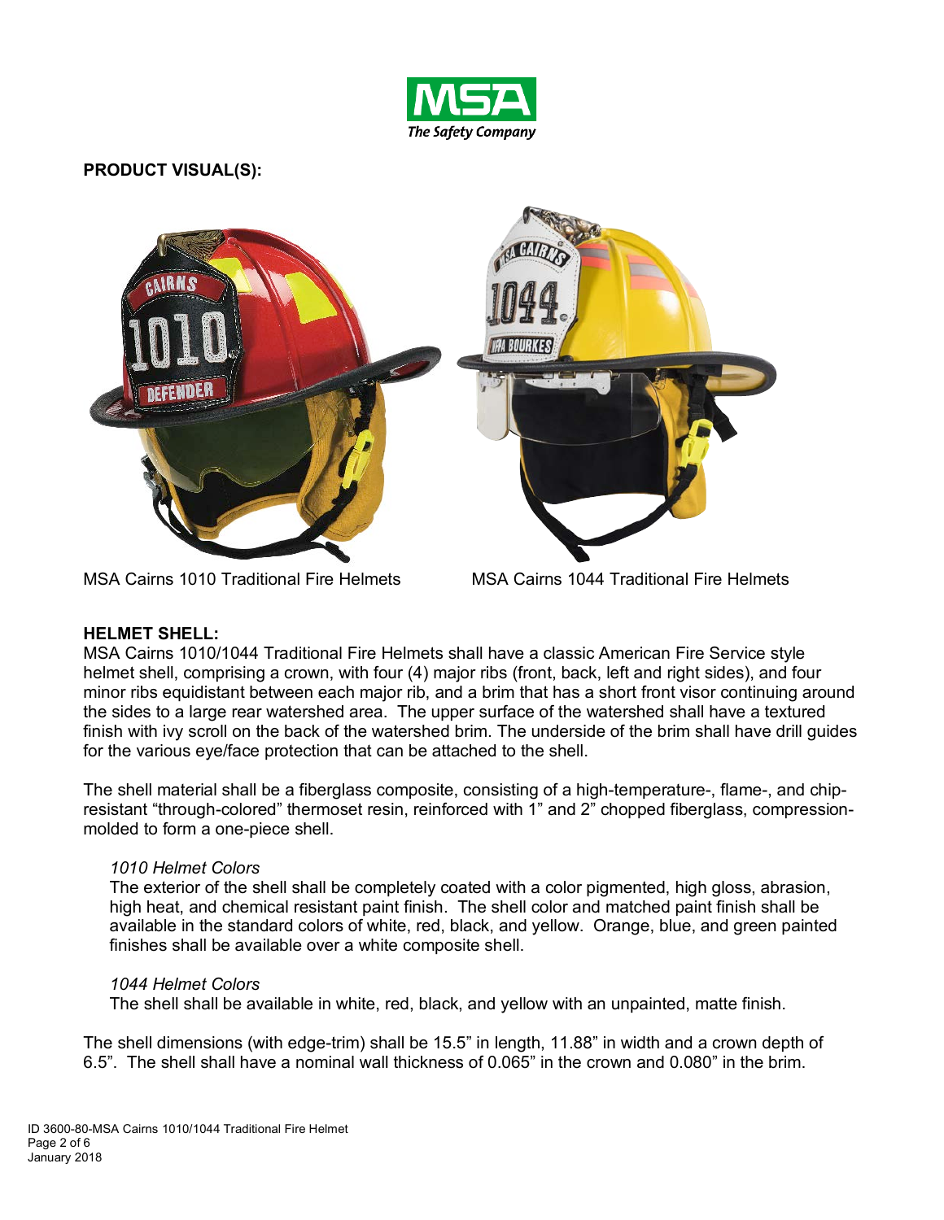**PRODUCT VISUAL(S):**

MSA Cairns 1010 Traditional Fire Helmets

MSA Cairns 1044 Traditional Fire Helmets

**HELMET SHELL:**

MSA Cairns 1010/1044 Traditional Fire Helmets shall have a classic American Fire Service style helmet shell, comprising a crown, with four (4) major ribs (front, back, left and right sides), and four minor ribs equidistant between each major rib, and a brim that has a short front visor continuing around the sides to a large rear watershed area. The upper surface of the watershed shall have a textured finish with ivy scroll on the back of the watershed brim. The underside of the brim shall have drill guides for the various eye/face protection that can be attached to the shell.

The shell material shall be a fiberglass composite, consisting of a high-temperature-, flame-, and chip-resistant "through-colored" thermoset resin, reinforced with 1" and 2" chopped fiberglass, compression-molded to form a one-piece shell.

*1010 Helmet Colors*

The exterior of the shell shall be completely coated with a color pigmented, high gloss, abrasion, high heat, and chemical resistant paint finish. The shell color and matched paint finish shall be available in the standard colors of white, red, black, and yellow. Orange, blue, and green painted finishes shall be available over a white composite shell.

*1044 Helmet Colors*

The shell shall be available in white, red, black, and yellow with an unpainted, matte finish.

The shell dimensions (with edge-trim) shall be 15.5" in length, 11.88" in width and a crown depth of 6.5". The shell shall have a nominal wall thickness of 0.065" in the crown and 0.080" in the brim.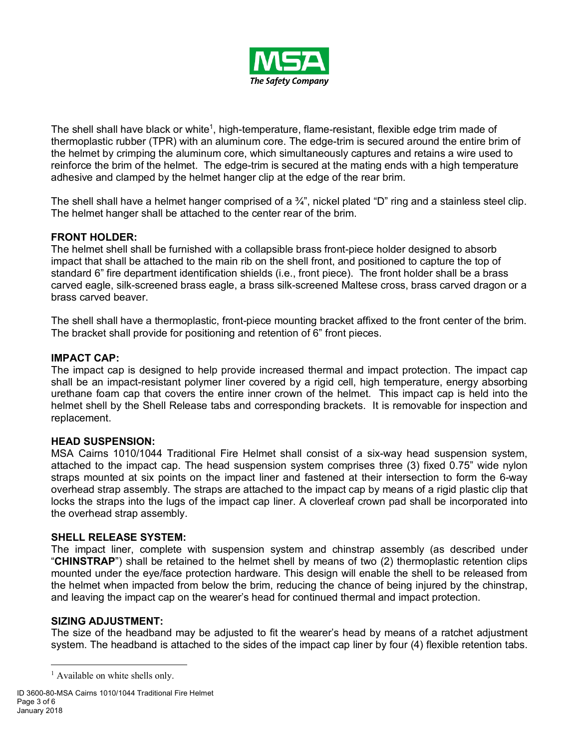The shell shall have black or white[1], high-temperature, flame-resistant, flexible edge trim made of thermoplastic rubber (TPR) with an aluminum core. The edge-trim is secured around the entire brim of the helmet by crimping the aluminum core, which simultaneously captures and retains a wire used to reinforce the brim of the helmet. The edge-trim is secured at the mating ends with a high temperature adhesive and clamped by the helmet hanger clip at the edge of the rear brim.

The shell shall have a helmet hanger comprised of a ¾", nickel plated "D" ring and a stainless steel clip. The helmet hanger shall be attached to the center rear of the brim.

**FRONT HOLDER:**
The helmet shell shall be furnished with a collapsible brass front-piece holder designed to absorb impact that shall be attached to the main rib on the shell front, and positioned to capture the top of standard 6" fire department identification shields (i.e., front piece). The front holder shall be a brass carved eagle, silk-screened brass eagle, a brass silk-screened Maltese cross, brass carved dragon or a brass carved beaver.

The shell shall have a thermoplastic, front-piece mounting bracket affixed to the front center of the brim. The bracket shall provide for positioning and retention of 6" front pieces.

**IMPACT CAP:**
The impact cap is designed to help provide increased thermal and impact protection. The impact cap shall be an impact-resistant polymer liner covered by a rigid cell, high temperature, energy absorbing urethane foam cap that covers the entire inner crown of the helmet. This impact cap is held into the helmet shell by the Shell Release tabs and corresponding brackets. It is removable for inspection and replacement.

**HEAD SUSPENSION:**
MSA Cairns 1010/1044 Traditional Fire Helmet shall consist of a six-way head suspension system, attached to the impact cap. The head suspension system comprises three (3) fixed 0.75" wide nylon straps mounted at six points on the impact liner and fastened at their intersection to form the 6-way overhead strap assembly. The straps are attached to the impact cap by means of a rigid plastic clip that locks the straps into the lugs of the impact cap liner. A cloverleaf crown pad shall be incorporated into the overhead strap assembly.

**SHELL RELEASE SYSTEM:**
The impact liner, complete with suspension system and chinstrap assembly (as described under "**CHINSTRAP**") shall be retained to the helmet shell by means of two (2) thermoplastic retention clips mounted under the eye/face protection hardware. This design will enable the shell to be released from the helmet when impacted from below the brim, reducing the chance of being injured by the chinstrap, and leaving the impact cap on the wearer's head for continued thermal and impact protection.

**SIZING ADJUSTMENT:**
The size of the headband may be adjusted to fit the wearer's head by means of a ratchet adjustment system. The headband is attached to the sides of the impact cap liner by four (4) flexible retention tabs.

[1] Available on white shells only.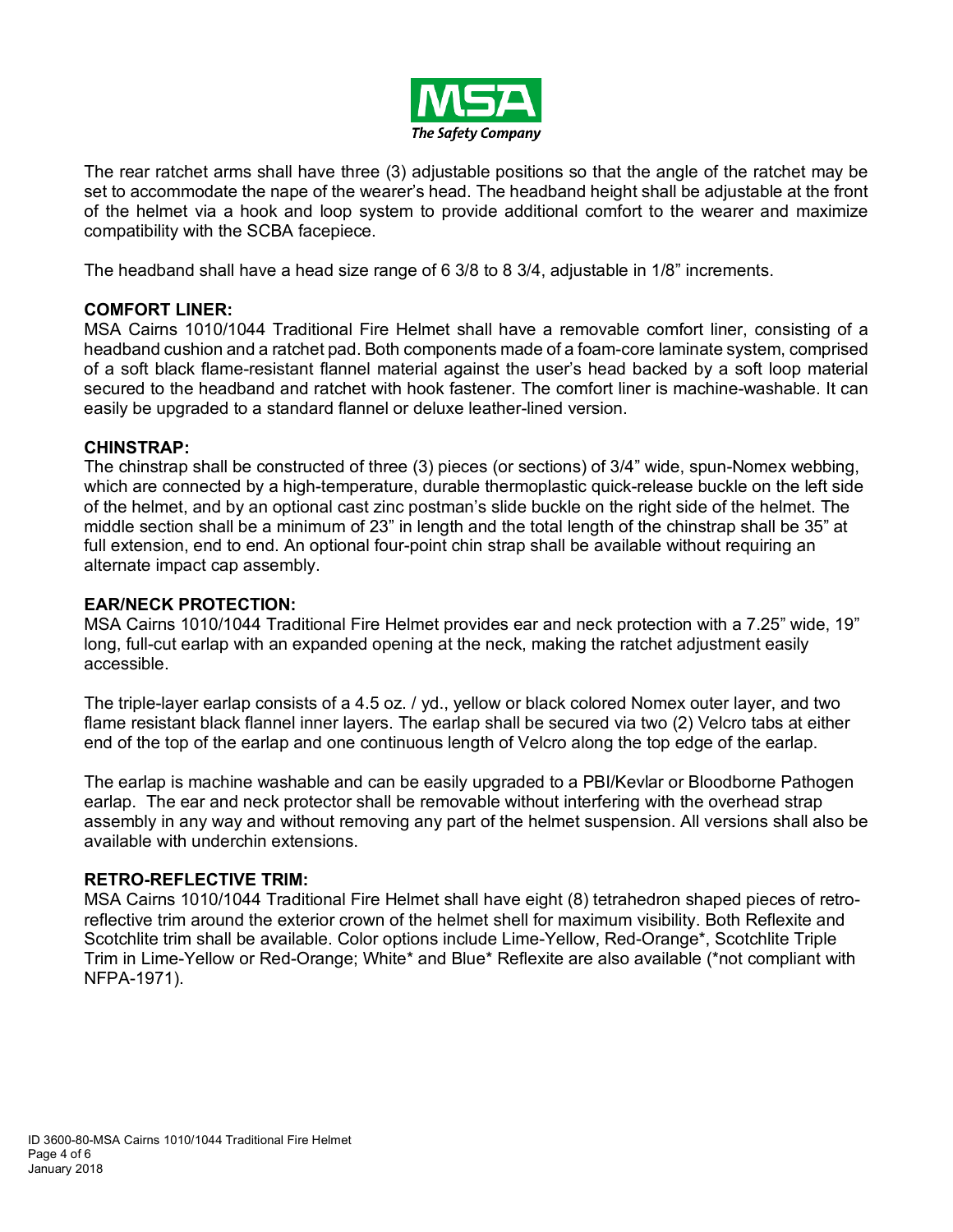The rear ratchet arms shall have three (3) adjustable positions so that the angle of the ratchet may be set to accommodate the nape of the wearer's head. The headband height shall be adjustable at the front of the helmet via a hook and loop system to provide additional comfort to the wearer and maximize compatibility with the SCBA facepiece.

The headband shall have a head size range of 6 3/8 to 8 3/4, adjustable in 1/8" increments.

**COMFORT LINER:**
MSA Cairns 1010/1044 Traditional Fire Helmet shall have a removable comfort liner, consisting of a headband cushion and a ratchet pad. Both components made of a foam-core laminate system, comprised of a soft black flame-resistant flannel material against the user's head backed by a soft loop material secured to the headband and ratchet with hook fastener. The comfort liner is machine-washable. It can easily be upgraded to a standard flannel or deluxe leather-lined version.

**CHINSTRAP:**
The chinstrap shall be constructed of three (3) pieces (or sections) of 3/4" wide, spun-Nomex webbing, which are connected by a high-temperature, durable thermoplastic quick-release buckle on the left side of the helmet, and by an optional cast zinc postman's slide buckle on the right side of the helmet. The middle section shall be a minimum of 23" in length and the total length of the chinstrap shall be 35" at full extension, end to end. An optional four-point chin strap shall be available without requiring an alternate impact cap assembly.

**EAR/NECK PROTECTION:**
MSA Cairns 1010/1044 Traditional Fire Helmet provides ear and neck protection with a 7.25" wide, 19" long, full-cut earlap with an expanded opening at the neck, making the ratchet adjustment easily accessible.

The triple-layer earlap consists of a 4.5 oz. / yd., yellow or black colored Nomex outer layer, and two flame resistant black flannel inner layers. The earlap shall be secured via two (2) Velcro tabs at either end of the top of the earlap and one continuous length of Velcro along the top edge of the earlap.

The earlap is machine washable and can be easily upgraded to a PBI/Kevlar or Bloodborne Pathogen earlap. The ear and neck protector shall be removable without interfering with the overhead strap assembly in any way and without removing any part of the helmet suspension. All versions shall also be available with underchin extensions.

**RETRO-REFLECTIVE TRIM:**
MSA Cairns 1010/1044 Traditional Fire Helmet shall have eight (8) tetrahedron shaped pieces of retro-reflective trim around the exterior crown of the helmet shell for maximum visibility. Both Reflexite and Scotchlite trim shall be available. Color options include Lime-Yellow, Red-Orange*, Scotchlite Triple Trim in Lime-Yellow or Red-Orange; White* and Blue* Reflexite are also available (*not compliant with NFPA-1971).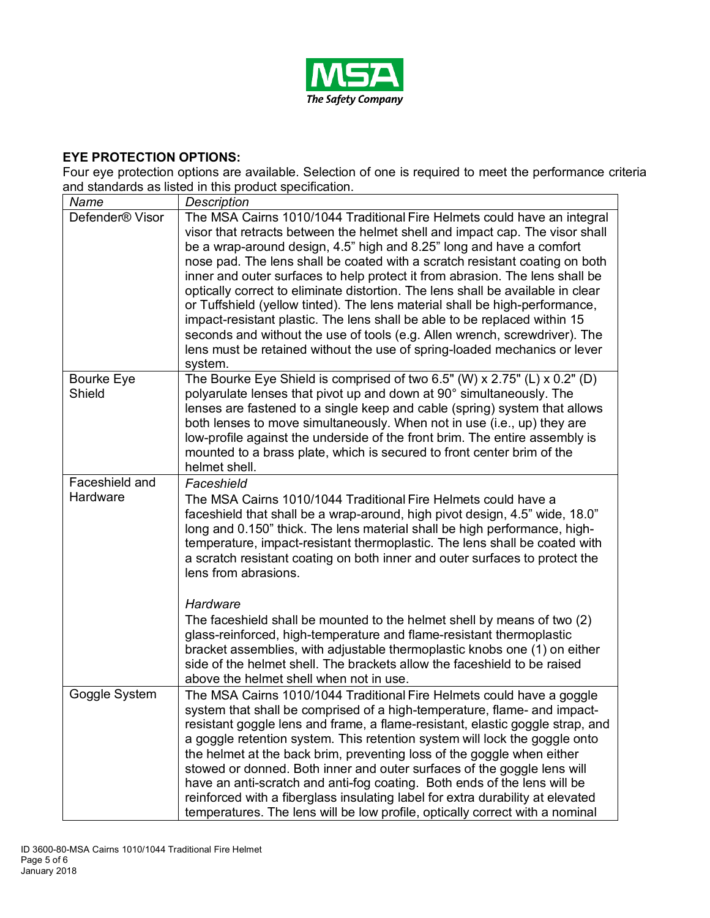**EYE PROTECTION OPTIONS:**

Four eye protection options are available. Selection of one is required to meet the performance criteria and standards as listed in this product specification.

| *Name* | *Description* |
|---|---|
| Defender® Visor | The MSA Cairns 1010/1044 Traditional Fire Helmets could have an integral visor that retracts between the helmet shell and impact cap. The visor shall be a wrap-around design, 4.5" high and 8.25" long and have a comfort nose pad. The lens shall be coated with a scratch resistant coating on both inner and outer surfaces to help protect it from abrasion. The lens shall be optically correct to eliminate distortion. The lens shall be available in clear or Tuffshield (yellow tinted). The lens material shall be high-performance, impact-resistant plastic. The lens shall be able to be replaced within 15 seconds and without the use of tools (e.g. Allen wrench, screwdriver). The lens must be retained without the use of spring-loaded mechanics or lever system. |
| Bourke Eye Shield | The Bourke Eye Shield is comprised of two 6.5" (W) x 2.75" (L) x 0.2" (D) polyarulate lenses that pivot up and down at 90° simultaneously. The lenses are fastened to a single keep and cable (spring) system that allows both lenses to move simultaneously. When not in use (i.e., up) they are low-profile against the underside of the front brim. The entire assembly is mounted to a brass plate, which is secured to front center brim of the helmet shell. |
| Faceshield and Hardware | *Faceshield*<br>The MSA Cairns 1010/1044 Traditional Fire Helmets could have a faceshield that shall be a wrap-around, high pivot design, 4.5" wide, 18.0" long and 0.150" thick. The lens material shall be high performance, high-temperature, impact-resistant thermoplastic. The lens shall be coated with a scratch resistant coating on both inner and outer surfaces to protect the lens from abrasions.<br><br>*Hardware*<br>The faceshield shall be mounted to the helmet shell by means of two (2) glass-reinforced, high-temperature and flame-resistant thermoplastic bracket assemblies, with adjustable thermoplastic knobs one (1) on either side of the helmet shell. The brackets allow the faceshield to be raised above the helmet shell when not in use. |
| Goggle System | The MSA Cairns 1010/1044 Traditional Fire Helmets could have a goggle system that shall be comprised of a high-temperature, flame- and impact-resistant goggle lens and frame, a flame-resistant, elastic goggle strap, and a goggle retention system. This retention system will lock the goggle onto the helmet at the back brim, preventing loss of the goggle when either stowed or donned. Both inner and outer surfaces of the goggle lens will have an anti-scratch and anti-fog coating. Both ends of the lens will be reinforced with a fiberglass insulating label for extra durability at elevated temperatures. The lens will be low profile, optically correct with a nominal |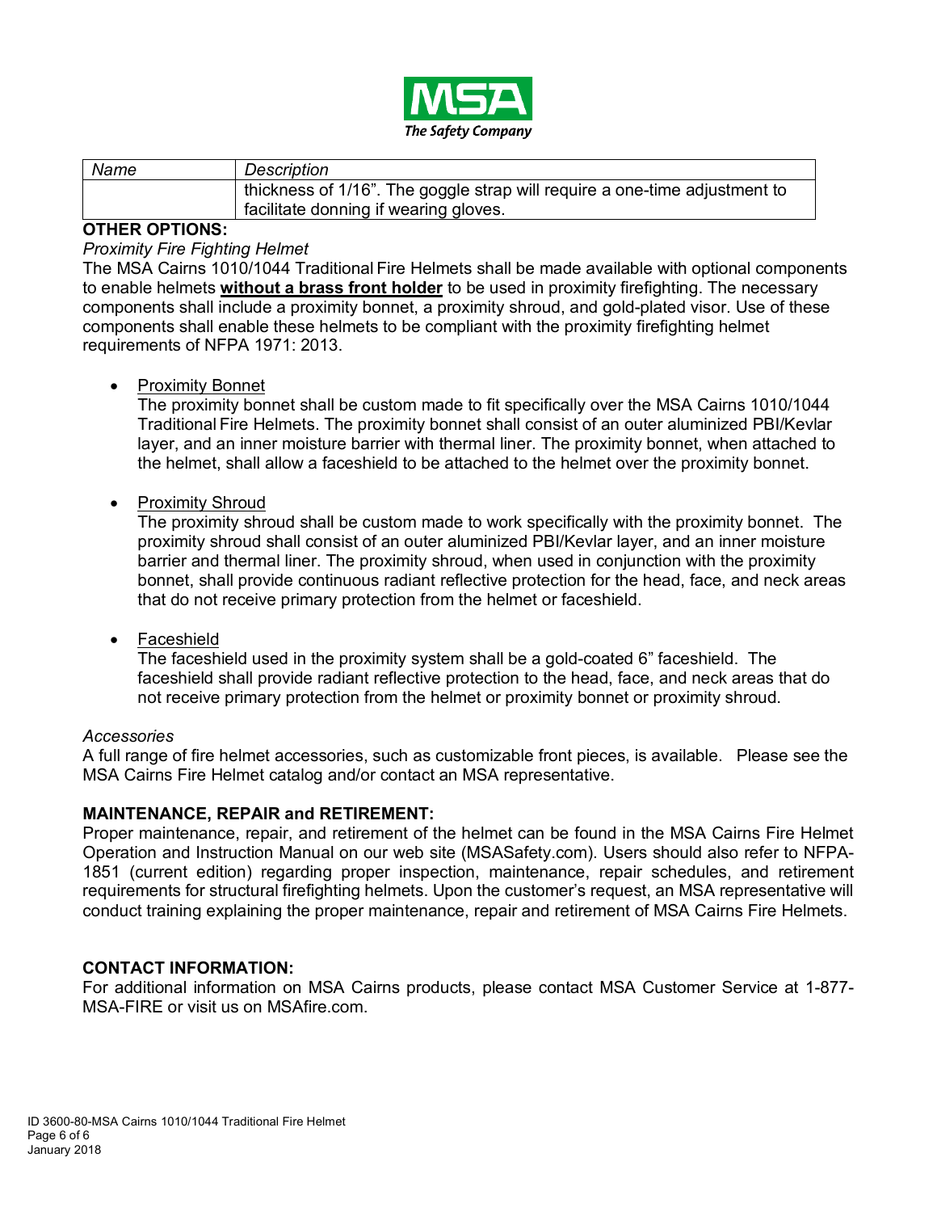| Name | Description |
| --- | --- |
| | thickness of 1/16”. The goggle strap will require a one-time adjustment to facilitate donning if wearing gloves. |

**OTHER OPTIONS:**

*Proximity Fire Fighting Helmet*

The MSA Cairns 1010/1044 Traditional Fire Helmets shall be made available with optional components to enable helmets **without a brass front holder** to be used in proximity firefighting. The necessary components shall include a proximity bonnet, a proximity shroud, and gold-plated visor. Use of these components shall enable these helmets to be compliant with the proximity firefighting helmet requirements of NFPA 1971: 2013.

- Proximity Bonnet
  The proximity bonnet shall be custom made to fit specifically over the MSA Cairns 1010/1044 Traditional Fire Helmets. The proximity bonnet shall consist of an outer aluminized PBI/Kevlar layer, and an inner moisture barrier with thermal liner. The proximity bonnet, when attached to the helmet, shall allow a faceshield to be attached to the helmet over the proximity bonnet.

- Proximity Shroud
  The proximity shroud shall be custom made to work specifically with the proximity bonnet. The proximity shroud shall consist of an outer aluminized PBI/Kevlar layer, and an inner moisture barrier and thermal liner. The proximity shroud, when used in conjunction with the proximity bonnet, shall provide continuous radiant reflective protection for the head, face, and neck areas that do not receive primary protection from the helmet or faceshield.

- Faceshield
  The faceshield used in the proximity system shall be a gold-coated 6” faceshield. The faceshield shall provide radiant reflective protection to the head, face, and neck areas that do not receive primary protection from the helmet or proximity bonnet or proximity shroud.

*Accessories*

A full range of fire helmet accessories, such as customizable front pieces, is available. Please see the MSA Cairns Fire Helmet catalog and/or contact an MSA representative.

**MAINTENANCE, REPAIR and RETIREMENT:**

Proper maintenance, repair, and retirement of the helmet can be found in the MSA Cairns Fire Helmet Operation and Instruction Manual on our web site (MSASafety.com). Users should also refer to NFPA-1851 (current edition) regarding proper inspection, maintenance, repair schedules, and retirement requirements for structural firefighting helmets. Upon the customer’s request, an MSA representative will conduct training explaining the proper maintenance, repair and retirement of MSA Cairns Fire Helmets.

**CONTACT INFORMATION:**

For additional information on MSA Cairns products, please contact MSA Customer Service at 1-877-MSA-FIRE or visit us on MSAfire.com.